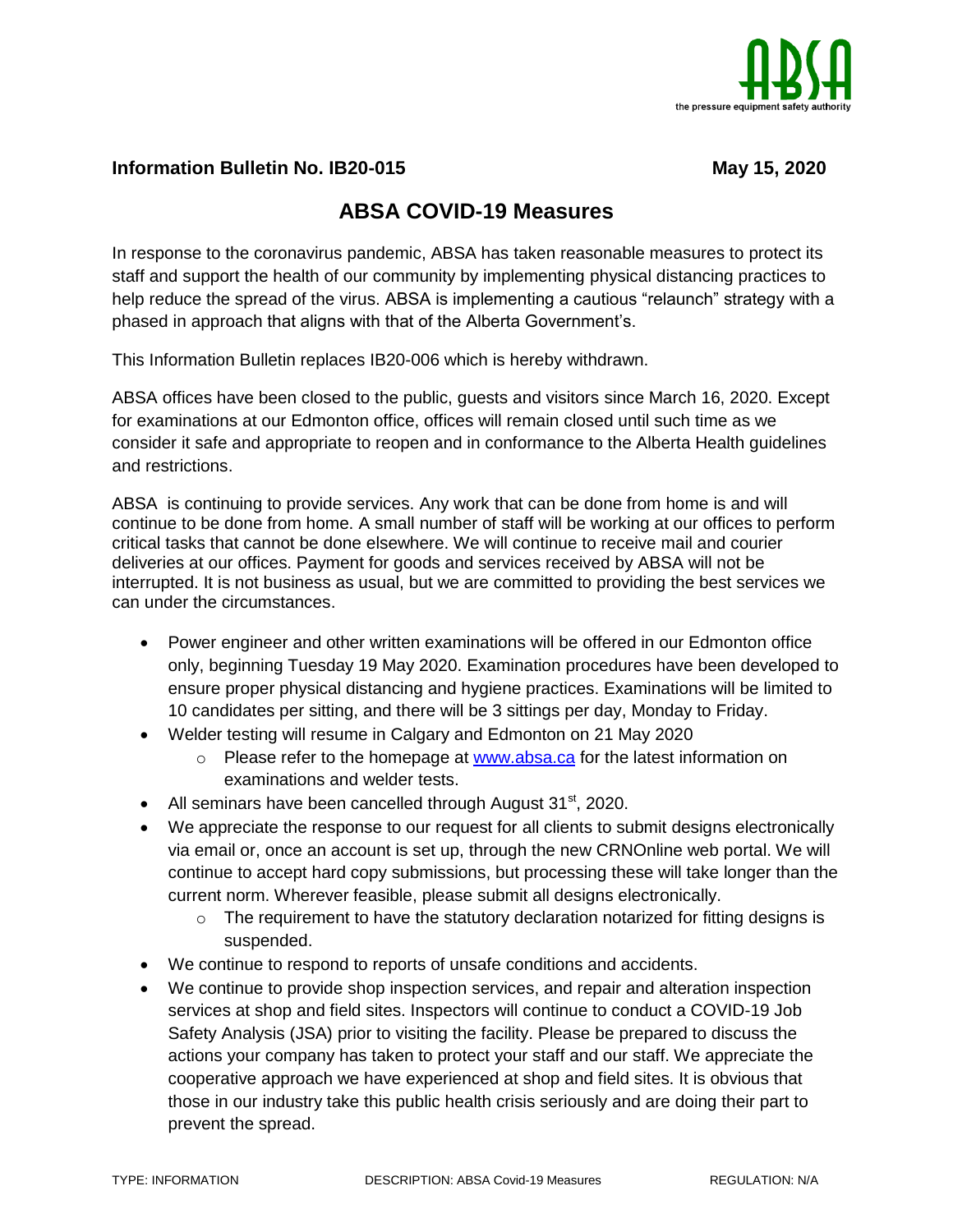ABSA
the pressure equipment safety authority

**Information Bulletin No. IB20-015** **May 15, 2020**

# ABSA COVID-19 Measures

In response to the coronavirus pandemic, ABSA has taken reasonable measures to protect its staff and support the health of our community by implementing physical distancing practices to help reduce the spread of the virus. ABSA is implementing a cautious "relaunch" strategy with a phased in approach that aligns with that of the Alberta Government's.

This Information Bulletin replaces IB20-006 which is hereby withdrawn.

ABSA offices have been closed to the public, guests and visitors since March 16, 2020. Except for examinations at our Edmonton office, offices will remain closed until such time as we consider it safe and appropriate to reopen and in conformance to the Alberta Health guidelines and restrictions.

ABSA is continuing to provide services. Any work that can be done from home is and will continue to be done from home. A small number of staff will be working at our offices to perform critical tasks that cannot be done elsewhere. We will continue to receive mail and courier deliveries at our offices. Payment for goods and services received by ABSA will not be interrupted. It is not business as usual, but we are committed to providing the best services we can under the circumstances.

- Power engineer and other written examinations will be offered in our Edmonton office only, beginning Tuesday 19 May 2020. Examination procedures have been developed to ensure proper physical distancing and hygiene practices. Examinations will be limited to 10 candidates per sitting, and there will be 3 sittings per day, Monday to Friday.
- Welder testing will resume in Calgary and Edmonton on 21 May 2020
  - Please refer to the homepage at www.absa.ca for the latest information on examinations and welder tests.
- All seminars have been cancelled through August 31st, 2020.
- We appreciate the response to our request for all clients to submit designs electronically via email or, once an account is set up, through the new CRNOnline web portal. We will continue to accept hard copy submissions, but processing these will take longer than the current norm. Wherever feasible, please submit all designs electronically.
  - The requirement to have the statutory declaration notarized for fitting designs is suspended.
- We continue to respond to reports of unsafe conditions and accidents.
- We continue to provide shop inspection services, and repair and alteration inspection services at shop and field sites. Inspectors will continue to conduct a COVID-19 Job Safety Analysis (JSA) prior to visiting the facility. Please be prepared to discuss the actions your company has taken to protect your staff and our staff. We appreciate the cooperative approach we have experienced at shop and field sites. It is obvious that those in our industry take this public health crisis seriously and are doing their part to prevent the spread.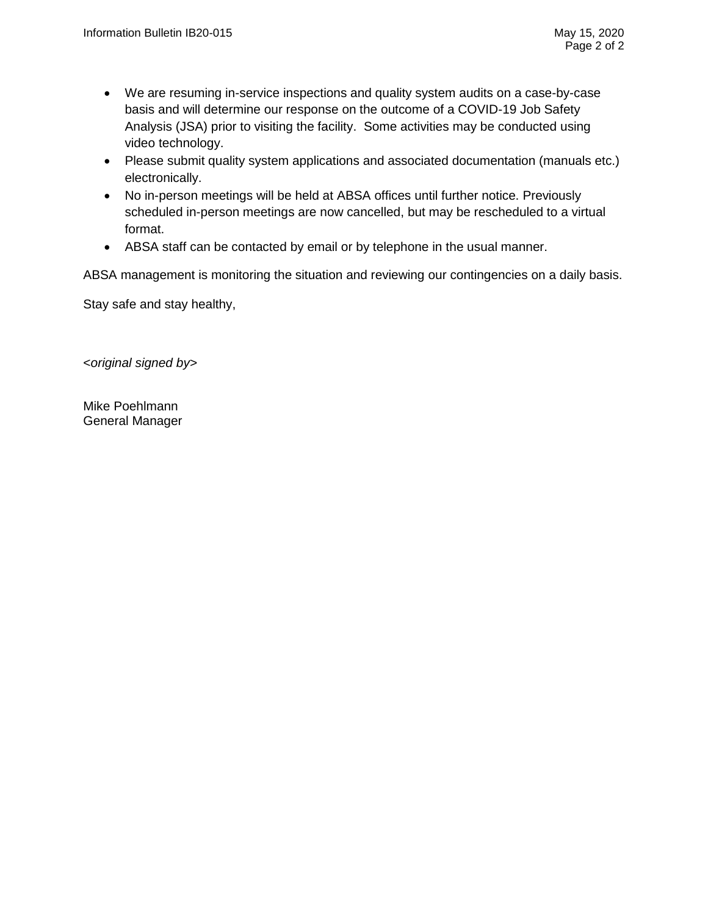- We are resuming in-service inspections and quality system audits on a case-by-case basis and will determine our response on the outcome of a COVID-19 Job Safety Analysis (JSA) prior to visiting the facility.  Some activities may be conducted using video technology.
- Please submit quality system applications and associated documentation (manuals etc.) electronically.
- No in-person meetings will be held at ABSA offices until further notice. Previously scheduled in-person meetings are now cancelled, but may be rescheduled to a virtual format.
- ABSA staff can be contacted by email or by telephone in the usual manner.

ABSA management is monitoring the situation and reviewing our contingencies on a daily basis.

Stay safe and stay healthy,

<*original signed by*>

Mike Poehlmann
General Manager